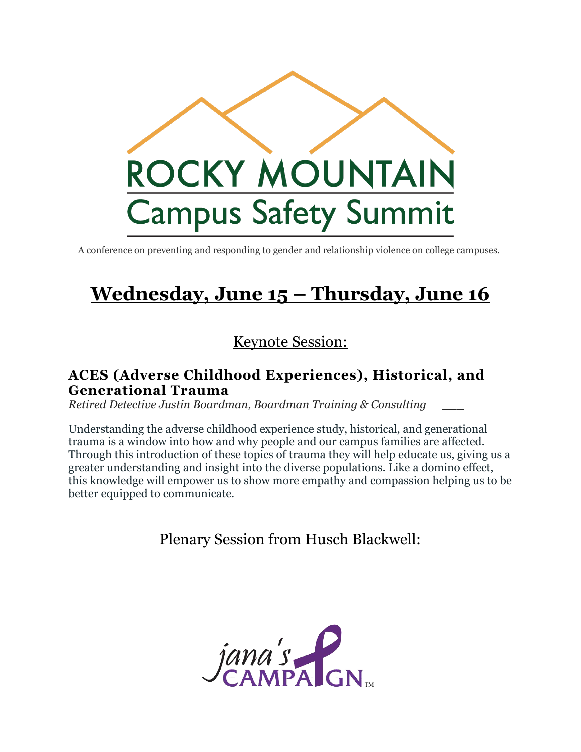# ROCKY MOUNTAIN Campus Safety Summit

A conference on preventing and responding to gender and relationship violence on college campuses.

## Wednesday, June 15 – Thursday, June 16

### Keynote Session:

**ACES (Adverse Childhood Experiences), Historical, and Generational Trauma**

*Retired Detective Justin Boardman, Boardman Training & Consulting*

Understanding the adverse childhood experience study, historical, and generational trauma is a window into how and why people and our campus families are affected. Through this introduction of these topics of trauma they will help educate us, giving us a greater understanding and insight into the diverse populations. Like a domino effect, this knowledge will empower us to show more empathy and compassion helping us to be better equipped to communicate.

### Plenary Session from Husch Blackwell:

jana's CAMPAIGN™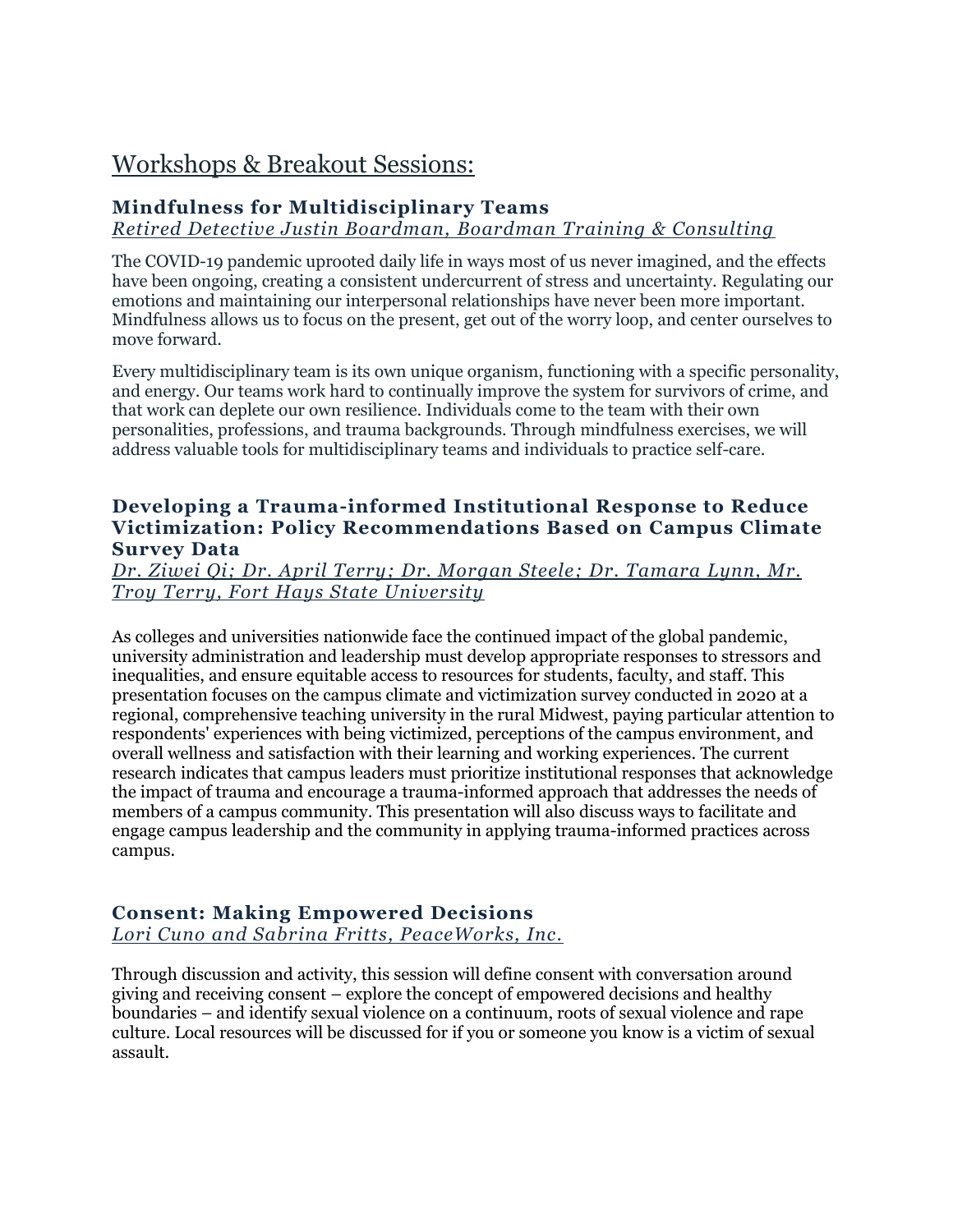## Workshops & Breakout Sessions:

### Mindfulness for Multidisciplinary Teams

*Retired Detective Justin Boardman, Boardman Training & Consulting*

The COVID-19 pandemic uprooted daily life in ways most of us never imagined, and the effects have been ongoing, creating a consistent undercurrent of stress and uncertainty. Regulating our emotions and maintaining our interpersonal relationships have never been more important. Mindfulness allows us to focus on the present, get out of the worry loop, and center ourselves to move forward.

Every multidisciplinary team is its own unique organism, functioning with a specific personality, and energy. Our teams work hard to continually improve the system for survivors of crime, and that work can deplete our own resilience. Individuals come to the team with their own personalities, professions, and trauma backgrounds. Through mindfulness exercises, we will address valuable tools for multidisciplinary teams and individuals to practice self-care.

### Developing a Trauma-informed Institutional Response to Reduce Victimization: Policy Recommendations Based on Campus Climate Survey Data

*Dr. Ziwei Qi; Dr. April Terry; Dr. Morgan Steele; Dr. Tamara Lynn, Mr. Troy Terry, Fort Hays State University*

As colleges and universities nationwide face the continued impact of the global pandemic, university administration and leadership must develop appropriate responses to stressors and inequalities, and ensure equitable access to resources for students, faculty, and staff. This presentation focuses on the campus climate and victimization survey conducted in 2020 at a regional, comprehensive teaching university in the rural Midwest, paying particular attention to respondents' experiences with being victimized, perceptions of the campus environment, and overall wellness and satisfaction with their learning and working experiences. The current research indicates that campus leaders must prioritize institutional responses that acknowledge the impact of trauma and encourage a trauma-informed approach that addresses the needs of members of a campus community. This presentation will also discuss ways to facilitate and engage campus leadership and the community in applying trauma-informed practices across campus.

### Consent: Making Empowered Decisions

*Lori Cuno and Sabrina Fritts, PeaceWorks, Inc.*

Through discussion and activity, this session will define consent with conversation around giving and receiving consent – explore the concept of empowered decisions and healthy boundaries – and identify sexual violence on a continuum, roots of sexual violence and rape culture. Local resources will be discussed for if you or someone you know is a victim of sexual assault.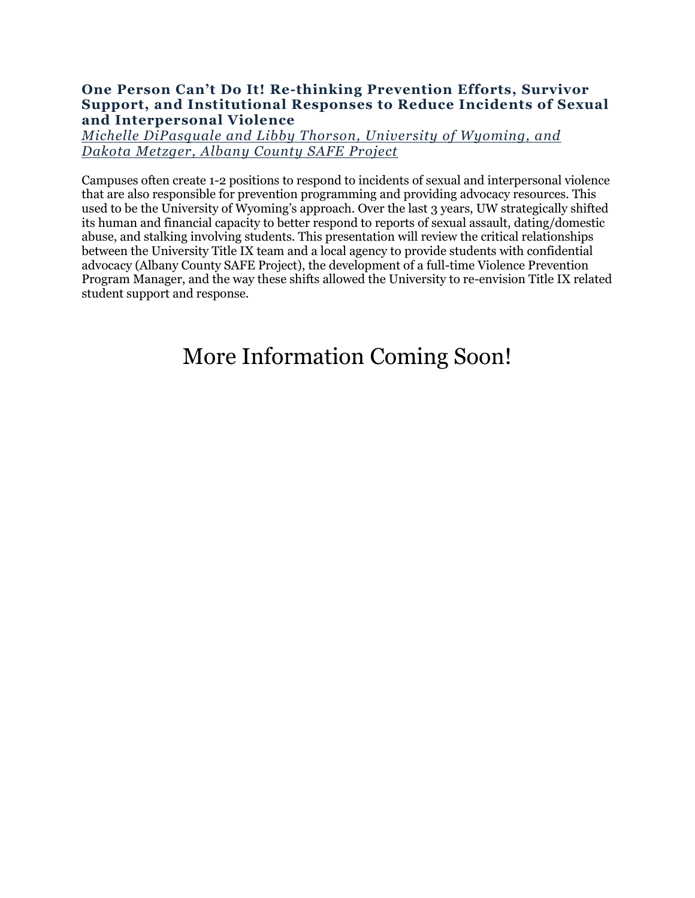### **One Person Can't Do It! Re-thinking Prevention Efforts, Survivor Support, and Institutional Responses to Reduce Incidents of Sexual and Interpersonal Violence**

*Michelle DiPasquale and Libby Thorson, University of Wyoming, and Dakota Metzger, Albany County SAFE Project*

Campuses often create 1-2 positions to respond to incidents of sexual and interpersonal violence that are also responsible for prevention programming and providing advocacy resources. This used to be the University of Wyoming's approach. Over the last 3 years, UW strategically shifted its human and financial capacity to better respond to reports of sexual assault, dating/domestic abuse, and stalking involving students. This presentation will review the critical relationships between the University Title IX team and a local agency to provide students with confidential advocacy (Albany County SAFE Project), the development of a full-time Violence Prevention Program Manager, and the way these shifts allowed the University to re-envision Title IX related student support and response.

## More Information Coming Soon!